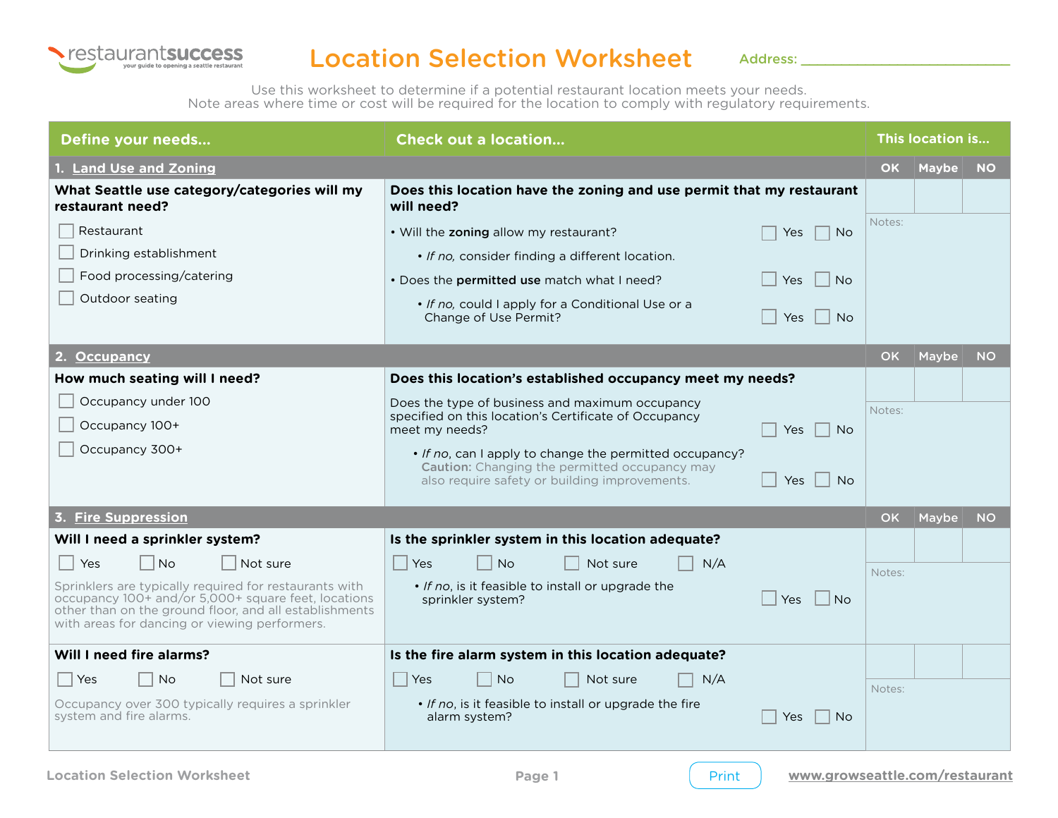restaurantsuccess — your guide to opening a seattle restaurant

# Location Selection Worksheet

Address: ______________________________

Use this worksheet to determine if a potential restaurant location meets your needs.
Note areas where time or cost will be required for the location to comply with regulatory requirements.

| Define your needs... | Check out a location... | This location is... |
|---|---|---|

## 1. Land Use and Zoning

OK | Maybe | NO

**What Seattle use category/categories will my restaurant need?**

- ☐ Restaurant
- ☐ Drinking establishment
- ☐ Food processing/catering
- ☐ Outdoor seating

**Does this location have the zoning and use permit that my restaurant will need?**

- Will the **zoning** allow my restaurant? ☐ Yes ☐ No
  - *If no,* consider finding a different location.
- Does the **permitted use** match what I need? ☐ Yes ☐ No
  - *If no,* could I apply for a Conditional Use or a Change of Use Permit? ☐ Yes ☐ No

Notes:

## 2. Occupancy

OK | Maybe | NO

**How much seating will I need?**

- ☐ Occupancy under 100
- ☐ Occupancy 100+
- ☐ Occupancy 300+

**Does this location's established occupancy meet my needs?**

Does the type of business and maximum occupancy specified on this location's Certificate of Occupancy meet my needs? ☐ Yes ☐ No

- *If no*, can I apply to change the permitted occupancy? ☐ Yes ☐ No
  **Caution:** Changing the permitted occupancy may also require safety or building improvements.

Notes:

## 3. Fire Suppression

OK | Maybe | NO

**Will I need a sprinkler system?**

☐ Yes ☐ No ☐ Not sure

Sprinklers are typically required for restaurants with occupancy 100+ and/or 5,000+ square feet, locations other than on the ground floor, and all establishments with areas for dancing or viewing performers.

**Is the sprinkler system in this location adequate?**

☐ Yes ☐ No ☐ Not sure ☐ N/A

- *If no*, is it feasible to install or upgrade the sprinkler system? ☐ Yes ☐ No

Notes:

OK | Maybe | NO

**Will I need fire alarms?**

☐ Yes ☐ No ☐ Not sure

Occupancy over 300 typically requires a sprinkler system and fire alarms.

**Is the fire alarm system in this location adequate?**

☐ Yes ☐ No ☐ Not sure ☐ N/A

- *If no*, is it feasible to install or upgrade the fire alarm system? ☐ Yes ☐ No

Notes:

Print

www.growseattle.com/restaurant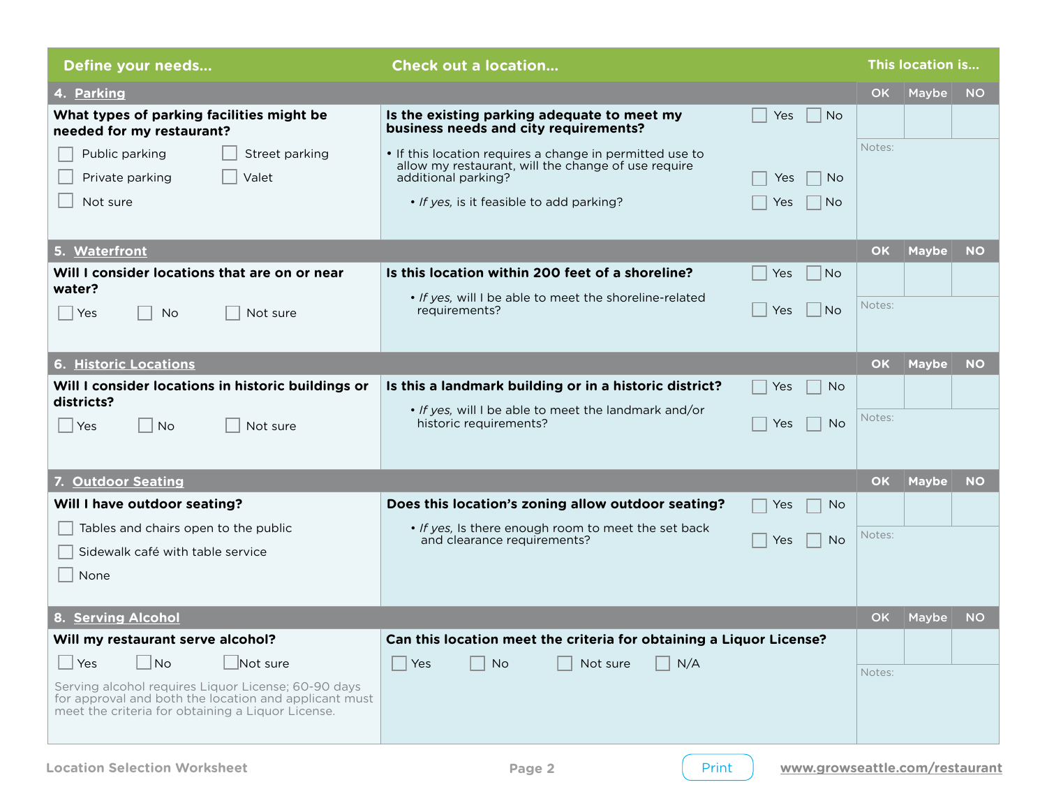| Define your needs... | Check out a location... | This location is... |
|---|---|---|

## 4. Parking

| | | OK | Maybe | NO |
|---|---|---|---|---|
| **What types of parking facilities might be needed for my restaurant?**<br>☐ Public parking ☐ Street parking<br>☐ Private parking ☐ Valet<br>☐ Not sure | **Is the existing parking adequate to meet my business needs and city requirements?** ☐ Yes ☐ No<br>• If this location requires a change in permitted use to allow my restaurant, will the change of use require additional parking? ☐ Yes ☐ No<br>• *If yes,* is it feasible to add parking? ☐ Yes ☐ No | | | |
| | | Notes: | | |

## 5. Waterfront

| | | OK | Maybe | NO |
|---|---|---|---|---|
| **Will I consider locations that are on or near water?**<br>☐ Yes ☐ No ☐ Not sure | **Is this location within 200 feet of a shoreline?** ☐ Yes ☐ No<br>• *If yes,* will I be able to meet the shoreline-related requirements? ☐ Yes ☐ No | | | |
| | | Notes: | | |

## 6. Historic Locations

| | | OK | Maybe | NO |
|---|---|---|---|---|
| **Will I consider locations in historic buildings or districts?**<br>☐ Yes ☐ No ☐ Not sure | **Is this a landmark building or in a historic district?** ☐ Yes ☐ No<br>• *If yes,* will I be able to meet the landmark and/or historic requirements? ☐ Yes ☐ No | | | |
| | | Notes: | | |

## 7. Outdoor Seating

| | | OK | Maybe | NO |
|---|---|---|---|---|
| **Will I have outdoor seating?**<br>☐ Tables and chairs open to the public<br>☐ Sidewalk café with table service<br>☐ None | **Does this location's zoning allow outdoor seating?** ☐ Yes ☐ No<br>• *If yes,* Is there enough room to meet the set back and clearance requirements? ☐ Yes ☐ No | | | |
| | | Notes: | | |

## 8. Serving Alcohol

| | | OK | Maybe | NO |
|---|---|---|---|---|
| **Will my restaurant serve alcohol?**<br>☐ Yes ☐ No ☐ Not sure<br>Serving alcohol requires Liquor License; 60-90 days for approval and both the location and applicant must meet the criteria for obtaining a Liquor License. | **Can this location meet the criteria for obtaining a Liquor License?**<br>☐ Yes ☐ No ☐ Not sure ☐ N/A | | | |
| | | Notes: | | |

Location Selection Worksheet

Print

www.growseattle.com/restaurant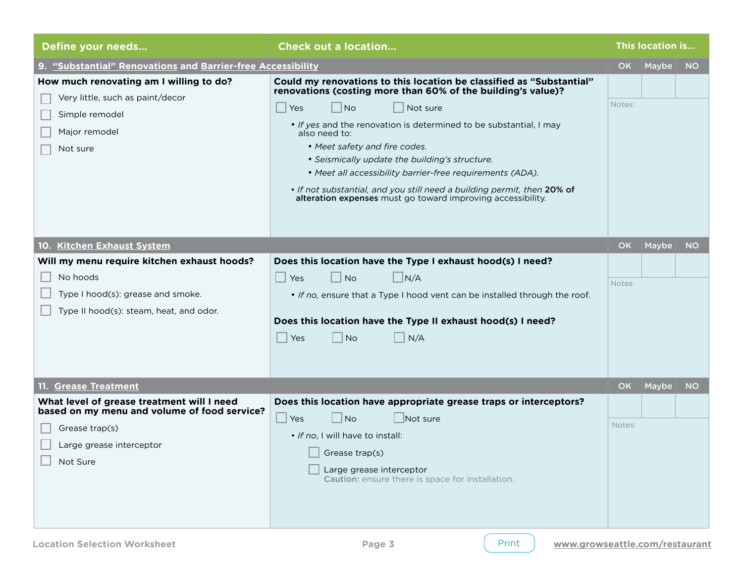| Define your needs... | Check out a location... | This location is... |
|---|---|---|

## 9. “Substantial” Renovations and Barrier-free Accessibility

OK | Maybe | NO

**How much renovating am I willing to do?**

- [ ] Very little, such as paint/decor
- [ ] Simple remodel
- [ ] Major remodel
- [ ] Not sure

**Could my renovations to this location be classified as “Substantial” renovations (costing more than 60% of the building’s value)?**

- [ ] Yes
- [ ] No
- [ ] Not sure

- *If yes* and the renovation is determined to be substantial, I may also need to:
  - *Meet safety and fire codes.*
  - *Seismically update the building’s structure.*
  - *Meet all accessibility barrier-free requirements (ADA).*
- *If not substantial, and you still need a building permit, then* **20% of alteration expenses** must go toward improving accessibility.

Notes:

## 10. Kitchen Exhaust System

OK | Maybe | NO

**Will my menu require kitchen exhaust hoods?**

- [ ] No hoods
- [ ] Type I hood(s): grease and smoke.
- [ ] Type II hood(s): steam, heat, and odor.

**Does this location have the Type I exhaust hood(s) I need?**

- [ ] Yes
- [ ] No
- [ ] N/A

- *If no,* ensure that a Type I hood vent can be installed through the roof.

**Does this location have the Type II exhaust hood(s) I need?**

- [ ] Yes
- [ ] No
- [ ] N/A

Notes:

## 11. Grease Treatment

OK | Maybe | NO

**What level of grease treatment will I need based on my menu and volume of food service?**

- [ ] Grease trap(s)
- [ ] Large grease interceptor
- [ ] Not Sure

**Does this location have appropriate grease traps or interceptors?**

- [ ] Yes
- [ ] No
- [ ] Not sure

- *If no*, I will have to install:
  - [ ] Grease trap(s)
  - [ ] Large grease interceptor
    **Caution:** ensure there is space for installation.

Notes: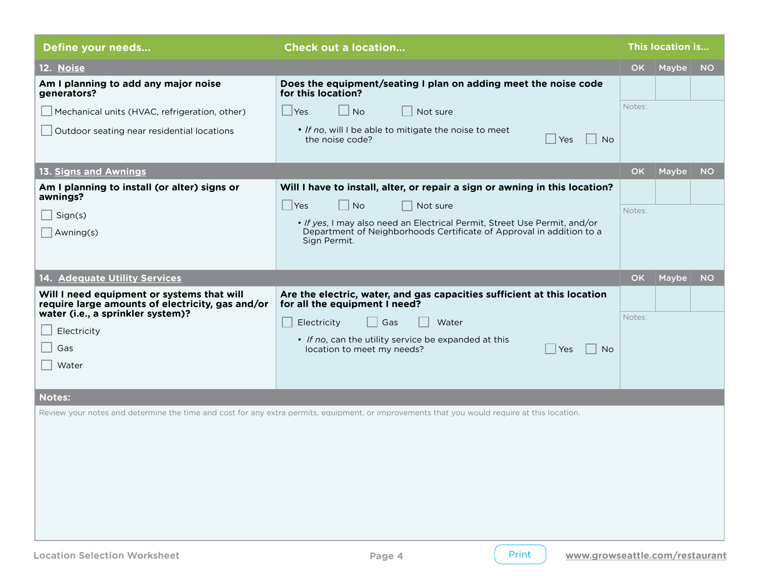| Define your needs... | Check out a location... | This location is... |
|---|---|---|
| **12. Noise** | | OK / Maybe / NO |
| **Am I planning to add any major noise generators?**<br>☐ Mechanical units (HVAC, refrigeration, other)<br>☐ Outdoor seating near residential locations | **Does the equipment/seating I plan on adding meet the noise code for this location?**<br>☐ Yes ☐ No ☐ Not sure<br>• *If no*, will I be able to mitigate the noise to meet the noise code? ☐ Yes ☐ No | Notes: |
| **13. Signs and Awnings** | | OK / Maybe / NO |
| **Am I planning to install (or alter) signs or awnings?**<br>☐ Sign(s)<br>☐ Awning(s) | **Will I have to install, alter, or repair a sign or awning in this location?**<br>☐ Yes ☐ No ☐ Not sure<br>• *If yes*, I may also need an Electrical Permit, Street Use Permit, and/or Department of Neighborhoods Certificate of Approval in addition to a Sign Permit. | Notes: |
| **14. Adequate Utility Services** | | OK / Maybe / NO |
| **Will I need equipment or systems that will require large amounts of electricity, gas and/or water (i.e., a sprinkler system)?**<br>☐ Electricity<br>☐ Gas<br>☐ Water | **Are the electric, water, and gas capacities sufficient at this location for all the equipment I need?**<br>☐ Electricity ☐ Gas ☐ Water<br>• *If no*, can the utility service be expanded at this location to meet my needs? ☐ Yes ☐ No | Notes: |

**Notes:**

Review your notes and determine the time and cost for any extra permits, equipment, or improvements that you would require at this location.

Location Selection Worksheet

Print

www.growseattle.com/restaurant